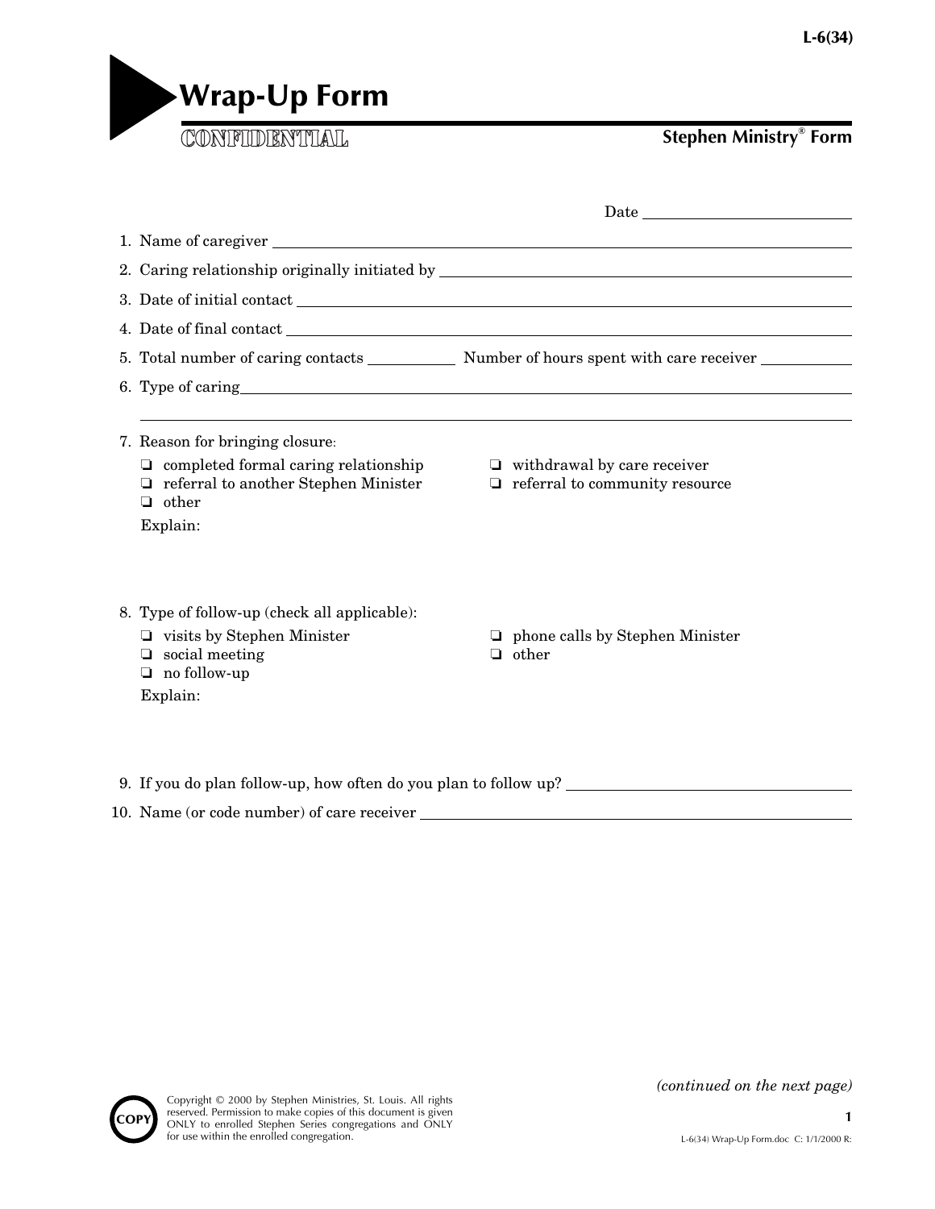# Wrap-Up Form

CONFIDENTIAL

**Stephen Ministry® Form**

Date ____________________

1. Name of caregiver ____________________
2. Caring relationship originally initiated by ____________________
3. Date of initial contact ____________________
4. Date of final contact ____________________
5. Total number of caring contacts __________ Number of hours spent with care receiver __________
6. Type of caring ____________________

____________________

7. Reason for bringing closure:
   - ❏ completed formal caring relationship
   - ❏ withdrawal by care receiver
   - ❏ referral to another Stephen Minister
   - ❏ referral to community resource
   - ❏ other

   Explain:

8. Type of follow-up (check all applicable):
   - ❏ visits by Stephen Minister
   - ❏ phone calls by Stephen Minister
   - ❏ social meeting
   - ❏ other
   - ❏ no follow-up

   Explain:

9. If you do plan follow-up, how often do you plan to follow up? ____________________
10. Name (or code number) of care receiver ____________________

*(continued on the next page)*

Copyright © 2000 by Stephen Ministries, St. Louis. All rights reserved. Permission to make copies of this document is given ONLY to enrolled Stephen Series congregations and ONLY for use within the enrolled congregation.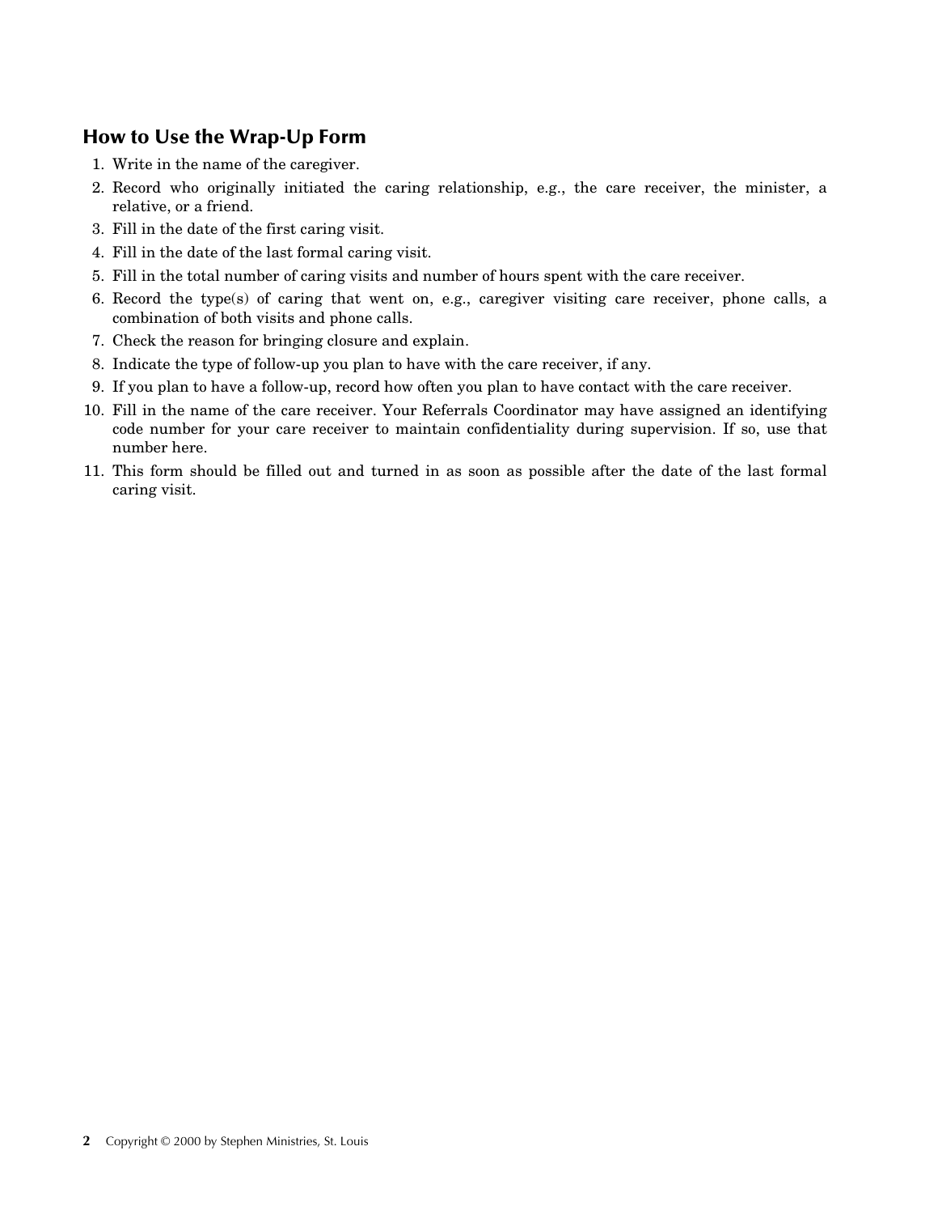## How to Use the Wrap-Up Form

1. Write in the name of the caregiver.
2. Record who originally initiated the caring relationship, e.g., the care receiver, the minister, a relative, or a friend.
3. Fill in the date of the first caring visit.
4. Fill in the date of the last formal caring visit.
5. Fill in the total number of caring visits and number of hours spent with the care receiver.
6. Record the type(s) of caring that went on, e.g., caregiver visiting care receiver, phone calls, a combination of both visits and phone calls.
7. Check the reason for bringing closure and explain.
8. Indicate the type of follow-up you plan to have with the care receiver, if any.
9. If you plan to have a follow-up, record how often you plan to have contact with the care receiver.
10. Fill in the name of the care receiver. Your Referrals Coordinator may have assigned an identifying code number for your care receiver to maintain confidentiality during supervision. If so, use that number here.
11. This form should be filled out and turned in as soon as possible after the date of the last formal caring visit.

Copyright © 2000 by Stephen Ministries, St. Louis